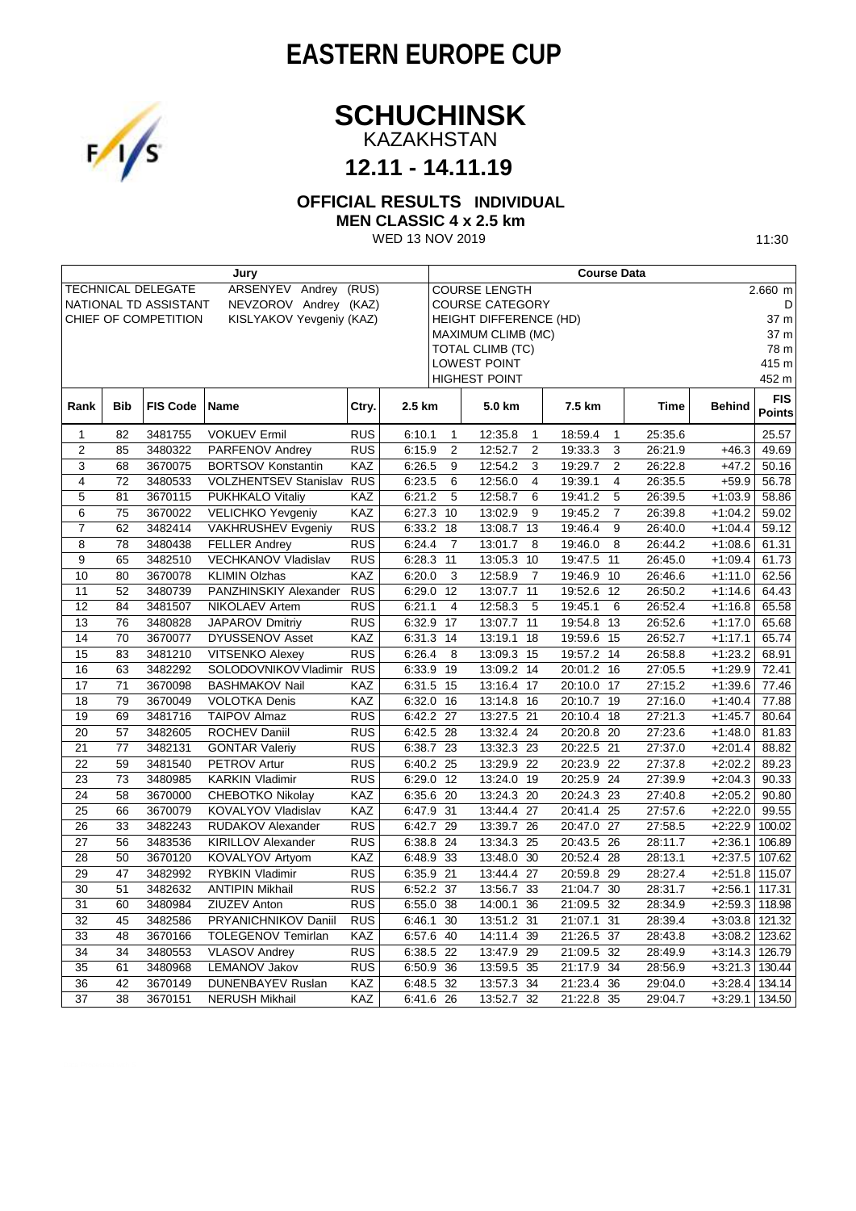# EASTERN EUROPE CUP

## SCHUCHINSK

KAZAKHSTAN

### 12.11 - 14.11.19

**OFFICIAL RESULTS INDIVIDUAL**

**MEN CLASSIC 4 x 2.5 km**

WED 13 NOV 2019

11:30

| Jury | | Course Data | |
|---|---|---|---|
| TECHNICAL DELEGATE | ARSENYEV Andrey (RUS) | COURSE LENGTH | 2.660 m |
| NATIONAL TD ASSISTANT | NEVZOROV Andrey (KAZ) | COURSE CATEGORY | D |
| CHIEF OF COMPETITION | KISLYAKOV Yevgeniy (KAZ) | HEIGHT DIFFERENCE (HD) | 37 m |
| | | MAXIMUM CLIMB (MC) | 37 m |
| | | TOTAL CLIMB (TC) | 78 m |
| | | LOWEST POINT | 415 m |
| | | HIGHEST POINT | 452 m |

| Rank | Bib | FIS Code | Name | Ctry. | 2.5 km | | 5.0 km | | 7.5 km | | Time | Behind | FIS Points |
|---|---|---|---|---|---|---|---|---|---|---|---|---|---|
| 1 | 82 | 3481755 | VOKUEV Ermil | RUS | 6:10.1 | 1 | 12:35.8 | 1 | 18:59.4 | 1 | 25:35.6 | | 25.57 |
| 2 | 85 | 3480322 | PARFENOV Andrey | RUS | 6:15.9 | 2 | 12:52.7 | 2 | 19:33.3 | 3 | 26:21.9 | +46.3 | 49.69 |
| 3 | 68 | 3670075 | BORTSOV Konstantin | KAZ | 6:26.5 | 9 | 12:54.2 | 3 | 19:29.7 | 2 | 26:22.8 | +47.2 | 50.16 |
| 4 | 72 | 3480533 | VOLZHENTSEV Stanislav | RUS | 6:23.5 | 6 | 12:56.0 | 4 | 19:39.1 | 4 | 26:35.5 | +59.9 | 56.78 |
| 5 | 81 | 3670115 | PUKHKALO Vitaliy | KAZ | 6:21.2 | 5 | 12:58.7 | 6 | 19:41.2 | 5 | 26:39.5 | +1:03.9 | 58.86 |
| 6 | 75 | 3670022 | VELICHKO Yevgeniy | KAZ | 6:27.3 | 10 | 13:02.9 | 9 | 19:45.2 | 7 | 26:39.8 | +1:04.2 | 59.02 |
| 7 | 62 | 3482414 | VAKHRUSHEV Evgeniy | RUS | 6:33.2 | 18 | 13:08.7 | 13 | 19:46.4 | 9 | 26:40.0 | +1:04.4 | 59.12 |
| 8 | 78 | 3480438 | FELLER Andrey | RUS | 6:24.4 | 7 | 13:01.7 | 8 | 19:46.0 | 8 | 26:44.2 | +1:08.6 | 61.31 |
| 9 | 65 | 3482510 | VECHKANOV Vladislav | RUS | 6:28.3 | 11 | 13:05.3 | 10 | 19:47.5 | 11 | 26:45.0 | +1:09.4 | 61.73 |
| 10 | 80 | 3670078 | KLIMIN Olzhas | KAZ | 6:20.0 | 3 | 12:58.9 | 7 | 19:46.9 | 10 | 26:46.6 | +1:11.0 | 62.56 |
| 11 | 52 | 3480739 | PANZHINSKIY Alexander | RUS | 6:29.0 | 12 | 13:07.7 | 11 | 19:52.6 | 12 | 26:50.2 | +1:14.6 | 64.43 |
| 12 | 84 | 3481507 | NIKOLAEV Artem | RUS | 6:21.1 | 4 | 12:58.3 | 5 | 19:45.1 | 6 | 26:52.4 | +1:16.8 | 65.58 |
| 13 | 76 | 3480828 | JAPAROV Dmitriy | RUS | 6:32.9 | 17 | 13:07.7 | 11 | 19:54.8 | 13 | 26:52.6 | +1:17.0 | 65.68 |
| 14 | 70 | 3670077 | DYUSSENOV Asset | KAZ | 6:31.3 | 14 | 13:19.1 | 18 | 19:59.6 | 15 | 26:52.7 | +1:17.1 | 65.74 |
| 15 | 83 | 3481210 | VITSENKO Alexey | RUS | 6:26.4 | 8 | 13:09.3 | 15 | 19:57.2 | 14 | 26:58.8 | +1:23.2 | 68.91 |
| 16 | 63 | 3482292 | SOLODOVNIKOV Vladimir | RUS | 6:33.9 | 19 | 13:09.2 | 14 | 20:01.2 | 16 | 27:05.5 | +1:29.9 | 72.41 |
| 17 | 71 | 3670098 | BASHMAKOV Nail | KAZ | 6:31.5 | 15 | 13:16.4 | 17 | 20:10.0 | 17 | 27:15.2 | +1:39.6 | 77.46 |
| 18 | 79 | 3670049 | VOLOTKA Denis | KAZ | 6:32.0 | 16 | 13:14.8 | 16 | 20:10.7 | 19 | 27:16.0 | +1:40.4 | 77.88 |
| 19 | 69 | 3481716 | TAIPOV Almaz | RUS | 6:42.2 | 27 | 13:27.5 | 21 | 20:10.4 | 18 | 27:21.3 | +1:45.7 | 80.64 |
| 20 | 57 | 3482605 | ROCHEV Daniil | RUS | 6:42.5 | 28 | 13:32.4 | 24 | 20:20.8 | 20 | 27:23.6 | +1:48.0 | 81.83 |
| 21 | 77 | 3482131 | GONTAR Valeriy | RUS | 6:38.7 | 23 | 13:32.3 | 23 | 20:22.5 | 21 | 27:37.0 | +2:01.4 | 88.82 |
| 22 | 59 | 3481540 | PETROV Artur | RUS | 6:40.2 | 25 | 13:29.9 | 22 | 20:23.9 | 22 | 27:37.8 | +2:02.2 | 89.23 |
| 23 | 73 | 3480985 | KARKIN Vladimir | RUS | 6:29.0 | 12 | 13:24.0 | 19 | 20:25.9 | 24 | 27:39.9 | +2:04.3 | 90.33 |
| 24 | 58 | 3670000 | CHEBOTKO Nikolay | KAZ | 6:35.6 | 20 | 13:24.3 | 20 | 20:24.3 | 23 | 27:40.8 | +2:05.2 | 90.80 |
| 25 | 66 | 3670079 | KOVALYOV Vladislav | KAZ | 6:47.9 | 31 | 13:44.4 | 27 | 20:41.4 | 25 | 27:57.6 | +2:22.0 | 99.55 |
| 26 | 33 | 3482243 | RUDAKOV Alexander | RUS | 6:42.7 | 29 | 13:39.7 | 26 | 20:47.0 | 27 | 27:58.5 | +2:22.9 | 100.02 |
| 27 | 56 | 3483536 | KIRILLOV Alexander | RUS | 6:38.8 | 24 | 13:34.3 | 25 | 20:43.5 | 26 | 28:11.7 | +2:36.1 | 106.89 |
| 28 | 50 | 3670120 | KOVALYOV Artyom | KAZ | 6:48.9 | 33 | 13:48.0 | 30 | 20:52.4 | 28 | 28:13.1 | +2:37.5 | 107.62 |
| 29 | 47 | 3482992 | RYBKIN Vladimir | RUS | 6:35.9 | 21 | 13:44.4 | 27 | 20:59.8 | 29 | 28:27.4 | +2:51.8 | 115.07 |
| 30 | 51 | 3482632 | ANTIPIN Mikhail | RUS | 6:52.2 | 37 | 13:56.7 | 33 | 21:04.7 | 30 | 28:31.7 | +2:56.1 | 117.31 |
| 31 | 60 | 3480984 | ZIUZEV Anton | RUS | 6:55.0 | 38 | 14:00.1 | 36 | 21:09.5 | 32 | 28:34.9 | +2:59.3 | 118.98 |
| 32 | 45 | 3482586 | PRYANICHNIKOV Daniil | RUS | 6:46.1 | 30 | 13:51.2 | 31 | 21:07.1 | 31 | 28:39.4 | +3:03.8 | 121.32 |
| 33 | 48 | 3670166 | TOLEGENOV Temirlan | KAZ | 6:57.6 | 40 | 14:11.4 | 39 | 21:26.5 | 37 | 28:43.8 | +3:08.2 | 123.62 |
| 34 | 34 | 3480553 | VLASOV Andrey | RUS | 6:38.5 | 22 | 13:47.9 | 29 | 21:09.5 | 32 | 28:49.9 | +3:14.3 | 126.79 |
| 35 | 61 | 3480968 | LEMANOV Jakov | RUS | 6:50.9 | 36 | 13:59.5 | 35 | 21:17.9 | 34 | 28:56.9 | +3:21.3 | 130.44 |
| 36 | 42 | 3670149 | DUNENBAYEV Ruslan | KAZ | 6:48.5 | 32 | 13:57.3 | 34 | 21:23.4 | 36 | 29:04.0 | +3:28.4 | 134.14 |
| 37 | 38 | 3670151 | NERUSH Mikhail | KAZ | 6:41.6 | 26 | 13:52.7 | 32 | 21:22.8 | 35 | 29:04.7 | +3:29.1 | 134.50 |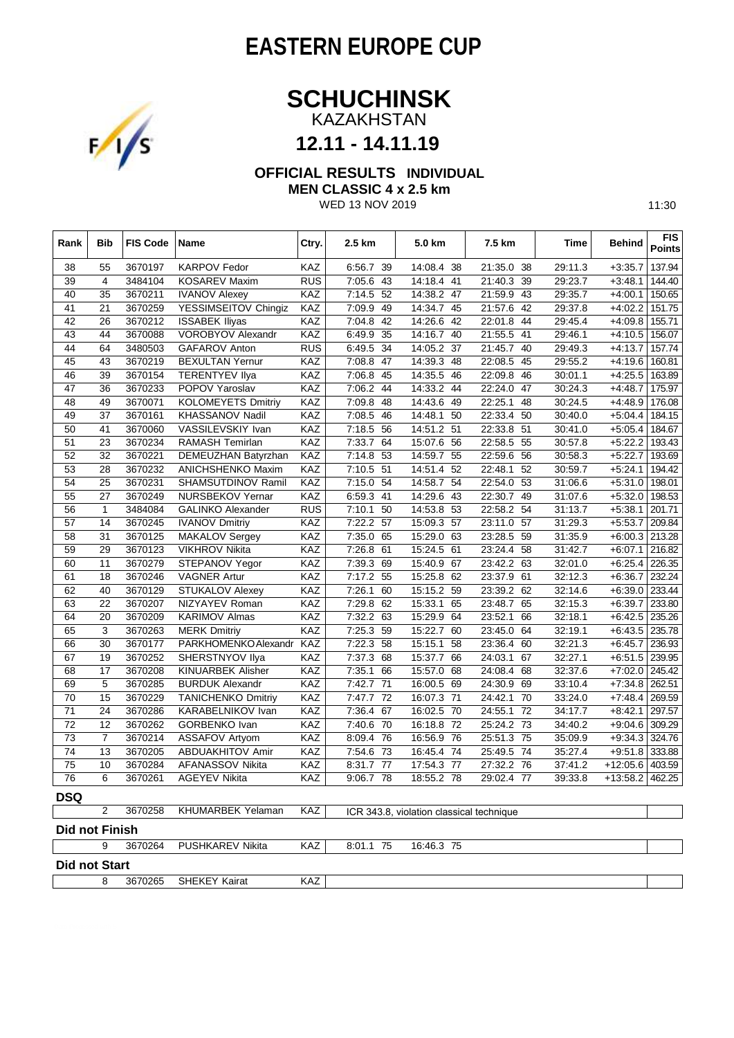# EASTERN EUROPE CUP

## SCHUCHINSK

KAZAKHSTAN

### 12.11 - 14.11.19

**OFFICIAL RESULTS INDIVIDUAL**

**MEN CLASSIC 4 x 2.5 km**

WED 13 NOV 2019

11:30

| Rank | Bib | FIS Code | Name | Ctry. | 2.5 km | 5.0 km | 7.5 km | Time | Behind | FIS Points |
|---|---|---|---|---|---|---|---|---|---|---|
| 38 | 55 | 3670197 | KARPOV Fedor | KAZ | 6:56.7 39 | 14:08.4 38 | 21:35.0 38 | 29:11.3 | +3:35.7 | 137.94 |
| 39 | 4 | 3484104 | KOSAREV Maxim | RUS | 7:05.6 43 | 14:18.4 41 | 21:40.3 39 | 29:23.7 | +3:48.1 | 144.40 |
| 40 | 35 | 3670211 | IVANOV Alexey | KAZ | 7:14.5 52 | 14:38.2 47 | 21:59.9 43 | 29:35.7 | +4:00.1 | 150.65 |
| 41 | 21 | 3670259 | YESSIMSEITOV Chingiz | KAZ | 7:09.9 49 | 14:34.7 45 | 21:57.6 42 | 29:37.8 | +4:02.2 | 151.75 |
| 42 | 26 | 3670212 | ISSABEK Iliyas | KAZ | 7:04.8 42 | 14:26.6 42 | 22:01.8 44 | 29:45.4 | +4:09.8 | 155.71 |
| 43 | 44 | 3670088 | VOROBYOV Alexandr | KAZ | 6:49.9 35 | 14:16.7 40 | 21:55.5 41 | 29:46.1 | +4:10.5 | 156.07 |
| 44 | 64 | 3480503 | GAFAROV Anton | RUS | 6:49.5 34 | 14:05.2 37 | 21:45.7 40 | 29:49.3 | +4:13.7 | 157.74 |
| 45 | 43 | 3670219 | BEXULTAN Yernur | KAZ | 7:08.8 47 | 14:39.3 48 | 22:08.5 45 | 29:55.2 | +4:19.6 | 160.81 |
| 46 | 39 | 3670154 | TERENTYEV Ilya | KAZ | 7:06.8 45 | 14:35.5 46 | 22:09.8 46 | 30:01.1 | +4:25.5 | 163.89 |
| 47 | 36 | 3670233 | POPOV Yaroslav | KAZ | 7:06.2 44 | 14:33.2 44 | 22:24.0 47 | 30:24.3 | +4:48.7 | 175.97 |
| 48 | 49 | 3670071 | KOLOMEYETS Dmitriy | KAZ | 7:09.8 48 | 14:43.6 49 | 22:25.1 48 | 30:24.5 | +4:48.9 | 176.08 |
| 49 | 37 | 3670161 | KHASSANOV Nadil | KAZ | 7:08.5 46 | 14:48.1 50 | 22:33.4 50 | 30:40.0 | +5:04.4 | 184.15 |
| 50 | 41 | 3670060 | VASSILEVSKIY Ivan | KAZ | 7:18.5 56 | 14:51.2 51 | 22:33.8 51 | 30:41.0 | +5:05.4 | 184.67 |
| 51 | 23 | 3670234 | RAMASH Temirlan | KAZ | 7:33.7 64 | 15:07.6 56 | 22:58.5 55 | 30:57.8 | +5:22.2 | 193.43 |
| 52 | 32 | 3670221 | DEMEUZHAN Batyrzhan | KAZ | 7:14.8 53 | 14:59.7 55 | 22:59.6 56 | 30:58.3 | +5:22.7 | 193.69 |
| 53 | 28 | 3670232 | ANICHSHENKO Maxim | KAZ | 7:10.5 51 | 14:51.4 52 | 22:48.1 52 | 30:59.7 | +5:24.1 | 194.42 |
| 54 | 25 | 3670231 | SHAMSUTDINOV Ramil | KAZ | 7:15.0 54 | 14:58.7 54 | 22:54.0 53 | 31:06.6 | +5:31.0 | 198.01 |
| 55 | 27 | 3670249 | NURSBEKOV Yernar | KAZ | 6:59.3 41 | 14:29.6 43 | 22:30.7 49 | 31:07.6 | +5:32.0 | 198.53 |
| 56 | 1 | 3484084 | GALINKO Alexander | RUS | 7:10.1 50 | 14:53.8 53 | 22:58.2 54 | 31:13.7 | +5:38.1 | 201.71 |
| 57 | 14 | 3670245 | IVANOV Dmitriy | KAZ | 7:22.2 57 | 15:09.3 57 | 23:11.0 57 | 31:29.3 | +5:53.7 | 209.84 |
| 58 | 31 | 3670125 | MAKALOV Sergey | KAZ | 7:35.0 65 | 15:29.0 63 | 23:28.5 59 | 31:35.9 | +6:00.3 | 213.28 |
| 59 | 29 | 3670123 | VIKHROV Nikita | KAZ | 7:26.8 61 | 15:24.5 61 | 23:24.4 58 | 31:42.7 | +6:07.1 | 216.82 |
| 60 | 11 | 3670279 | STEPANOV Yegor | KAZ | 7:39.3 69 | 15:40.9 67 | 23:42.2 63 | 32:01.0 | +6:25.4 | 226.35 |
| 61 | 18 | 3670246 | VAGNER Artur | KAZ | 7:17.2 55 | 15:25.8 62 | 23:37.9 61 | 32:12.3 | +6:36.7 | 232.24 |
| 62 | 40 | 3670129 | STUKALOV Alexey | KAZ | 7:26.1 60 | 15:15.2 59 | 23:39.2 62 | 32:14.6 | +6:39.0 | 233.44 |
| 63 | 22 | 3670207 | NIZYAYEV Roman | KAZ | 7:29.8 62 | 15:33.1 65 | 23:48.7 65 | 32:15.3 | +6:39.7 | 233.80 |
| 64 | 20 | 3670209 | KARIMOV Almas | KAZ | 7:32.2 63 | 15:29.9 64 | 23:52.1 66 | 32:18.1 | +6:42.5 | 235.26 |
| 65 | 3 | 3670263 | MERK Dmitriy | KAZ | 7:25.3 59 | 15:22.7 60 | 23:45.0 64 | 32:19.1 | +6:43.5 | 235.78 |
| 66 | 30 | 3670177 | PARKHOMENKO Alexandr | KAZ | 7:22.3 58 | 15:15.1 58 | 23:36.4 60 | 32:21.3 | +6:45.7 | 236.93 |
| 67 | 19 | 3670252 | SHERSTNYOV Ilya | KAZ | 7:37.3 68 | 15:37.7 66 | 24:03.1 67 | 32:27.1 | +6:51.5 | 239.95 |
| 68 | 17 | 3670208 | KINUARBEK Alisher | KAZ | 7:35.1 66 | 15:57.0 68 | 24:08.4 68 | 32:37.6 | +7:02.0 | 245.42 |
| 69 | 5 | 3670285 | BURDUK Alexandr | KAZ | 7:42.7 71 | 16:00.5 69 | 24:30.9 69 | 33:10.4 | +7:34.8 | 262.51 |
| 70 | 15 | 3670229 | TANICHENKO Dmitriy | KAZ | 7:47.7 72 | 16:07.3 71 | 24:42.1 70 | 33:24.0 | +7:48.4 | 269.59 |
| 71 | 24 | 3670286 | KARABELNIKOV Ivan | KAZ | 7:36.4 67 | 16:02.5 70 | 24:55.1 72 | 34:17.7 | +8:42.1 | 297.57 |
| 72 | 12 | 3670262 | GORBENKO Ivan | KAZ | 7:40.6 70 | 16:18.8 72 | 25:24.2 73 | 34:40.2 | +9:04.6 | 309.29 |
| 73 | 7 | 3670214 | ASSAFOV Artyom | KAZ | 8:09.4 76 | 16:56.9 76 | 25:51.3 75 | 35:09.9 | +9:34.3 | 324.76 |
| 74 | 13 | 3670205 | ABDUAKHITOV Amir | KAZ | 7:54.6 73 | 16:45.4 74 | 25:49.5 74 | 35:27.4 | +9:51.8 | 333.88 |
| 75 | 10 | 3670284 | AFANASSOV Nikita | KAZ | 8:31.7 77 | 17:54.3 77 | 27:32.2 76 | 37:41.2 | +12:05.6 | 403.59 |
| 76 | 6 | 3670261 | AGEYEV Nikita | KAZ | 9:06.7 78 | 18:55.2 78 | 29:02.4 77 | 39:33.8 | +13:58.2 | 462.25 |

**DSQ**

| Rank | Bib | FIS Code | Name | Ctry. | Reason |
|---|---|---|---|---|---|
| | 2 | 3670258 | KHUMARBEK Yelaman | KAZ | ICR 343.8, violation classical technique |

**Did not Finish**

| Rank | Bib | FIS Code | Name | Ctry. | 2.5 km | 5.0 km |
|---|---|---|---|---|---|---|
| | 9 | 3670264 | PUSHKAREV Nikita | KAZ | 8:01.1 75 | 16:46.3 75 |

**Did not Start**

| Rank | Bib | FIS Code | Name | Ctry. |
|---|---|---|---|---|
| | 8 | 3670265 | SHEKEY Kairat | KAZ |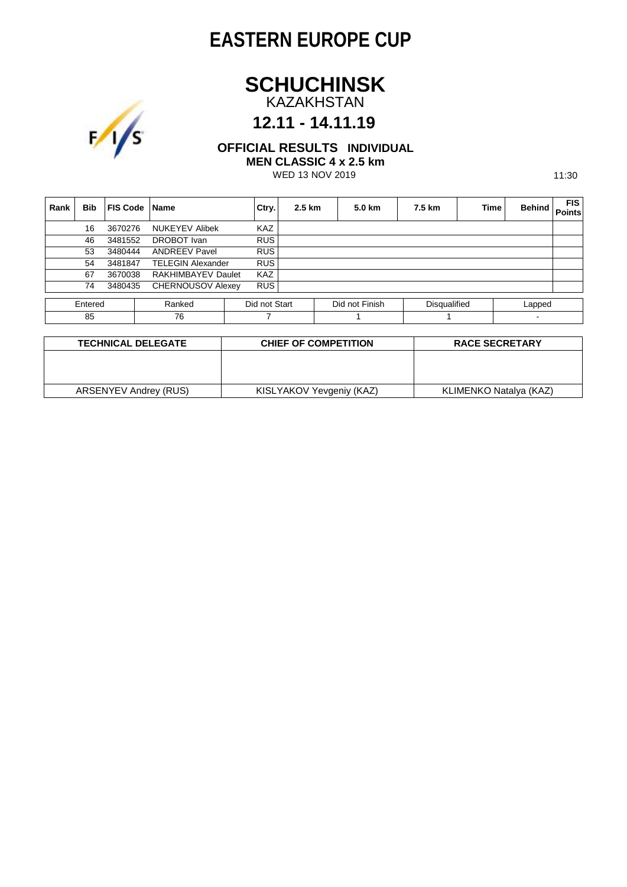# EASTERN EUROPE CUP

## SCHUCHINSK

KAZAKHSTAN

## 12.11 - 14.11.19

**OFFICIAL RESULTS INDIVIDUAL**

**MEN CLASSIC 4 x 2.5 km**

WED 13 NOV 2019

11:30

| Rank | Bib | FIS Code | Name | Ctry. | 2.5 km | 5.0 km | 7.5 km | Time | Behind | FIS Points |
|---|---|---|---|---|---|---|---|---|---|---|
| | 16 | 3670276 | NUKEYEV Alibek | KAZ | | | | | | |
| | 46 | 3481552 | DROBOT Ivan | RUS | | | | | | |
| | 53 | 3480444 | ANDREEV Pavel | RUS | | | | | | |
| | 54 | 3481847 | TELEGIN Alexander | RUS | | | | | | |
| | 67 | 3670038 | RAKHIMBAYEV Daulet | KAZ | | | | | | |
| | 74 | 3480435 | CHERNOUSOV Alexey | RUS | | | | | | |

| Entered | Ranked | Did not Start | Did not Finish | Disqualified | Lapped |
|---|---|---|---|---|---|
| 85 | 76 | 7 | 1 | 1 | - |

| TECHNICAL DELEGATE | CHIEF OF COMPETITION | RACE SECRETARY |
|---|---|---|
| ARSENYEV Andrey (RUS) | KISLYAKOV Yevgeniy (KAZ) | KLIMENKO Natalya (KAZ) |